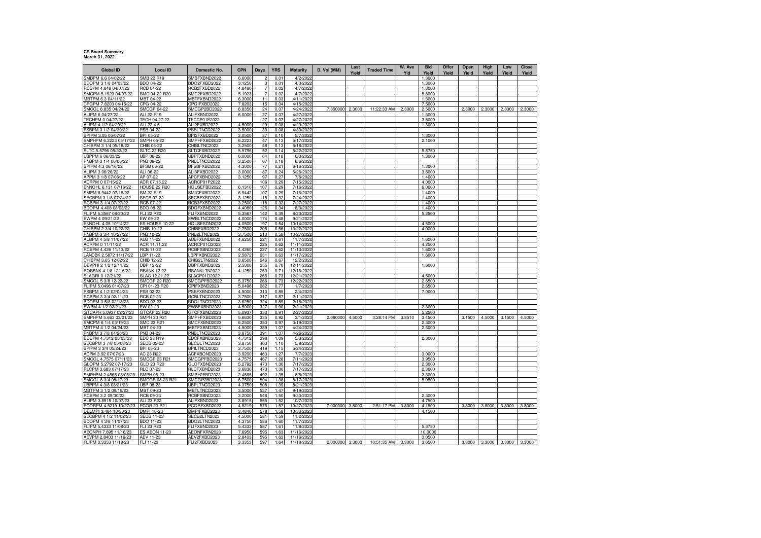**CS Board Summary**
**March 31, 2022**

| Global ID | Local ID | Domestic No. | CPN | Days | YRS | Maturity | D. Vol (MM) | Last Yield | Traded Time | W. Ave Yld | Bid Yield | Offer Yield | Open Yield | High Yield | Low Yield | Close Yield |
|---|---|---|---|---|---|---|---|---|---|---|---|---|---|---|---|---|
| SMBPM 6.6 04/02/22 | SMB 22 R19 | SMBFXBND2022 | 6.6000 | 2 | 0.01 | 4/2/2022 | | | | | 1.3000 | | | | | |
| BDOPM 3 1/8 04/03/22 | BDO 04-22 | BDO2FXBD2022 | 3.1250 | 3 | 0.01 | 4/3/2022 | | | | | 1.3000 | | | | | |
| RCBPM 4.848 04/07/22 | RCB 04-22 | RCB2FXBD2022 | 4.8480 | 7 | 0.02 | 4/7/2022 | | | | | 1.3000 | | | | | |
| SMCPM 5.1923 04/07/22 | SMC 04-22 R20 | SMC2FXBD2022 | 5.1923 | 7 | 0.02 | 4/7/2022 | | | | | 5.8000 | | | | | |
| MBTPM 6.3 04/11/22 | MBT 04-22 | MBTFXBND2022 | 6.3000 | 11 | 0.03 | 4/11/2022 | | | | | 1.3000 | | | | | |
| CPGPM 7.8203 04/15/22 | CPG 04-22 | CPGIFXBD2022 | 7.8203 | 15 | 0.04 | 4/15/2022 | | | | | 7.5000 | | | | | |
| SMCGL 6.835 04/24/22 | SMCGP 04-22 | SMCGP2BD2022 | 6.8350 | 24 | 0.07 | 4/24/2022 | 7.350000 | 2.3000 | 11:22:33 AM | 2.3000 | 2.5000 | | 2.3000 | 2.3000 | 2.3000 | 2.3000 |
| ALIPM 6 04/27/22 | ALI 22 R19 | ALIFXBND2022 | 6.0000 | 27 | 0.07 | 4/27/2022 | | | | | 1.3000 | | | | | |
| TECHPM 0 04/27/22 | TECH 04.27.22 | TECCP01E2022 | | 27 | 0.07 | 4/27/2022 | | | | | 3.5000 | | | | | |
| ALIPM 4 1/2 04/29/22 | ALI 22 4.5 | ALI2FXBD2022 | 4.5000 | 29 | 0.08 | 4/29/2022 | | | | | 1.3000 | | | | | |
| PSBPM 3 1/2 04/30/22 | PSB 04-22 | PSBLTNCD2022 | 3.5000 | 30 | 0.08 | 4/30/2022 | | | | | | | | | | |
| BPIPM 3.05 05/07/22 | BPI 05-22 | BPI2FXBD2022 | 3.0500 | 37 | 0.10 | 5/7/2022 | | | | | 1.3000 | | | | | |
| SMPHPM 6.2223 05/17/22 | SMPH 05-22 | SMPHFXBD2022 | 6.2223 | 47 | 0.13 | 5/17/2022 | | | | | 2.1000 | | | | | |
| CHIBPM 3 1/4 05/18/22 | CHIB 05-22 | CHIBLTNC2022 | 3.2500 | 48 | 0.13 | 5/18/2022 | | | | | | | | | | |
| SLTC 5.5796 05/22/22 | SLTC 22 R20 | SLTCFXBD2022 | 5.5796 | 52 | 0.14 | 5/22/2022 | | | | | 5.8750 | | | | | |
| UBPPM 6 06/03/22 | UBP 06-22 | UBPFXBND2022 | 6.0000 | 64 | 0.18 | 6/3/2022 | | | | | 1.3000 | | | | | |
| PNBPM 3 1/4 06/06/22 | PNB 06-22 | PNBLTNCD2022 | 3.2500 | 67 | 0.18 | 6/6/2022 | | | | | | | | | | |
| BPIPM 4.3 06/16/22 | BFSB 06-22 | BFSBFXBD2022 | 4.3000 | 77 | 0.21 | 6/16/2022 | | | | | 1.3000 | | | | | |
| ALIPM 3 06/26/22 | ALI 06-22 | ALI3FXBD2022 | 3.0000 | 87 | 0.24 | 6/26/2022 | | | | | 3.5000 | | | | | |
| APPM 3 1/8 07/06/22 | AP 07-22 | APCFXBND2022 | 3.1250 | 97 | 0.27 | 7/6/2022 | | | | | 1.4000 | | | | | |
| ACRPM 0 07/15/22 | ACR 07.15.22 | ACRCP01P2022 | | 106 | 0.29 | 7/15/2022 | | | | | 4.0000 | | | | | |
| ENNOHL 6.131 07/16/22 | HOUSE 22 R20 | HOUSEFBD2022 | 6.1310 | 107 | 0.29 | 7/16/2022 | | | | | 6.0000 | | | | | |
| SMPM 6.9442 07/16/22 | SM 22 R19 | SMICFXBD2022 | 6.9442 | 107 | 0.29 | 7/16/2022 | | | | | 1.4000 | | | | | |
| SECBPM 3 1/8 07/24/22 | SECB 07-22 | SECBFXBD2022 | 3.1250 | 115 | 0.32 | 7/24/2022 | | | | | 1.4000 | | | | | |
| RCBPM 3 1/4 07/27/22 | RCB 07-22 | RCB3FXBD2022 | 3.2500 | 118 | 0.32 | 7/27/2022 | | | | | 1.4000 | | | | | |
| BDOPM 4.408 08/03/22 | BDO 08-22 | BDOFXBND2022 | 4.4080 | 125 | 0.34 | 8/3/2022 | | | | | 1.4000 | | | | | |
| FLIPM 5.3567 08/20/22 | FLI 22 R20 | FLIFXBND2022 | 5.3567 | 142 | 0.39 | 8/20/2022 | | | | | 5.2500 | | | | | |
| EWPM 4 09/21/22 | EW 09-22 | EWBLTNCD2022 | 4.0000 | 174 | 0.48 | 9/21/2022 | | | | | | | | | | |
| ENNOHL 4.05 10/14/22 | ES HOUSE 10-22 | HOUSESDN2022 | 4.0500 | 197 | 0.54 | 10/14/2022 | | | | | 4.5000 | | | | | |
| CHIBPM 2 3/4 10/22/22 | CHIB 10-22 | CHIBFXBD2022 | 2.7500 | 205 | 0.56 | 10/22/2022 | | | | | 4.0000 | | | | | |
| PNBPM 3 3/4 10/27/22 | PNB 10-22 | PNB2LTNC2022 | 3.7500 | 210 | 0.58 | 10/27/2022 | | | | | | | | | | |
| AUBPM 4 5/8 11/07/22 | AUB 11-22 | AUBFXBND2022 | 4.6250 | 221 | 0.61 | 11/7/2022 | | | | | 1.6000 | | | | | |
| ACRPM 0 11/11/22 | ACR 11.11.22 | ACRCP01Q2022 | | 225 | 0.62 | 11/11/2022 | | | | | 4.2500 | | | | | |
| RCBPM 4.426 11/13/22 | RCB 11-22 | RCBFXBND2022 | 4.4260 | 227 | 0.62 | 11/13/2022 | | | | | 1.6000 | | | | | |
| LANDBK 2.5872 11/17/22 | LBP 11-22 | LBPFXBND2022 | 2.5872 | 231 | 0.63 | 11/17/2022 | | | | | 1.6000 | | | | | |
| CHIBPM 3.65 12/02/22 | CHIB 12-22 | CHIB2LTN2022 | 3.6500 | 246 | 0.67 | 12/2/2022 | | | | | | | | | | |
| DEVPHI 2 1/2 12/11/22 | DBP 12-22 | DBPFXBND2022 | 2.5000 | 255 | 0.70 | 12/11/2022 | | | | | 1.6000 | | | | | |
| ROBBNK 4 1/8 12/16/22 | RBANK 12-22 | RBANKLTN2022 | 4.1250 | 260 | 0.71 | 12/16/2022 | | | | | | | | | | |
| SLAGRI 0 12/21/22 | SLAC 12.21.22 | SLACP01O2022 | | 265 | 0.73 | 12/21/2022 | | | | | 4.5000 | | | | | |
| SMCGL 5 3/8 12/22/22 | SMCGP 22 R20 | SMCGPFBD2022 | 5.3750 | 266 | 0.73 | 12/22/2022 | | | | | 2.6500 | | | | | |
| FLIPM 5.0496 01/07/23 | CPI 01-23 R20 | CPIFXBND2023 | 5.0496 | 282 | 0.77 | 1/7/2023 | | | | | 2.6500 | | | | | |
| PSBPM 4 1/2 02/04/23 | PSB 02-23 | PSBFXBND2023 | 4.5000 | 310 | 0.85 | 2/4/2023 | | | | | 7.0000 | | | | | |
| RCBPM 3 3/4 02/11/23 | RCB 02-23 | RCBLTNCD2023 | 3.7500 | 317 | 0.87 | 2/11/2023 | | | | | | | | | | |
| BDOPM 3 5/8 02/18/23 | BDO 02-23 | BDOLTNCD2023 | 3.6250 | 324 | 0.89 | 2/18/2023 | | | | | | | | | | |
| EWPM 4 1/2 02/21/23 | EW 02-23 | EWBFXBND2023 | 4.5000 | 327 | 0.90 | 2/21/2023 | | | | | 2.3000 | | | | | |
| GTCAPH 5.0937 02/27/23 | GTCAP 23 R20 | GTCFXBND2023 | 5.0937 | 333 | 0.91 | 2/27/2023 | | | | | 5.2500 | | | | | |
| SMPHPM 5.663 03/01/23 | SMPH 23 R21 | SMPHFXBD2023 | 5.6630 | 335 | 0.92 | 3/1/2023 | 2.080000 | 4.5000 | 3:28:14 PM | 3.8510 | 3.4500 | | 3.1500 | 4.5000 | 3.1500 | 4.5000 |
| SMCPM 6 1/4 03/19/23 | SMC 23 R21 | SMCFXBND2023 | 6.2500 | 353 | 0.97 | 3/19/2023 | | | | | 2.3000 | | | | | |
| MBTPM 4 1/2 04/24/23 | MBT 04-23 | MBTFXBND2023 | 4.5000 | 389 | 1.07 | 4/24/2023 | | | | | 2.3000 | | | | | |
| PNBPM 3 7/8 04/26/23 | PNB 04-23 | PNBLTNCD2023 | 3.8750 | 391 | 1.07 | 4/26/2023 | | | | | | | | | | |
| EDCPM 4.7312 05/03/23 | EDC 23 R19 | EDCFXBND2023 | 4.7312 | 398 | 1.09 | 5/3/2023 | | | | | 2.3000 | | | | | |
| SECBPM 3 7/8 05/08/23 | SECB 05-23 | SECBLTNC2023 | 3.8750 | 403 | 1.10 | 5/8/2023 | | | | | | | | | | |
| BPIPM 3 3/4 05/24/23 | BPI 05-23 | BPILTNCD2023 | 3.7500 | 419 | 1.15 | 5/24/2023 | | | | | | | | | | |
| ACPM 3.92 07/07/23 | AC 23 R22 | ACFXBOND2023 | 3.9200 | 463 | 1.27 | 7/7/2023 | | | | | 3.0000 | | | | | |
| SMCGL 4.7575 07/11/23 | SMCGP 23 R21 | SMCGPFBD2023 | 4.7575 | 467 | 1.28 | 7/11/2023 | | | | | 3.9500 | | | | | |
| GLOPM 5.2792 07/17/23 | GLO 23 R20 | GLOFXBND2023 | 5.2792 | 473 | 1.30 | 7/17/2023 | | | | | 2.3000 | | | | | |
| RLCPM 3.683 07/17/23 | RLC 07-23 | RLCFXBND2023 | 3.6830 | 473 | 1.30 | 7/17/2023 | | | | | 2.3000 | | | | | |
| SMPHPM 2.4565 08/05/23 | SMPH 08-23 | SMPH2FBD2023 | 2.4565 | 492 | 1.35 | 8/5/2023 | | | | | 2.3000 | | | | | |
| SMCGL 6 3/4 08/17/23 | SMCGP 08-23 R21 | SMCGP2BD2023 | 6.7500 | 504 | 1.38 | 8/17/2023 | | | | | 5.0500 | | | | | |
| UBPPM 4 3/8 08/21/23 | UBP 08-23 | UBPLTNCD2023 | 4.3750 | 508 | 1.39 | 8/21/2023 | | | | | | | | | | |
| MBTPM 3 1/2 09/19/23 | MBT 09-23 | MBTLTNCD2023 | 3.5000 | 537 | 1.47 | 9/19/2023 | | | | | | | | | | |
| RCBPM 3.2 09/30/23 | RCB 09-23 | RCBFXBND2023 | 3.2000 | 548 | 1.50 | 9/30/2023 | | | | | 2.3000 | | | | | |
| ALIPM 3.8915 10/07/23 | ALI 23 R22 | ALIFXBND2023 | 3.8915 | 555 | 1.52 | 10/7/2023 | | | | | 4.7500 | | | | | |
| PCORPM 4.5219 10/27/23 | PCOR 23 R21 | PCORFXBD2023 | 4.5219 | 575 | 1.57 | 10/27/2023 | 7.000000 | 3.8000 | 2:51:17 PM | 3.8000 | 4.1500 | | 3.8000 | 3.8000 | 3.8000 | 3.8000 |
| DELMPI 3.484 10/30/23 | DMPI 10-23 | DMPIFXBD2023 | 3.4840 | 578 | 1.58 | 10/30/2023 | | | | | 4.1500 | | | | | |
| SECBPM 4 1/2 11/02/23 | SECB 11-23 | SECB2LTN2023 | 4.5000 | 581 | 1.59 | 11/2/2023 | | | | | | | | | | |
| BDOPM 4 3/8 11/07/23 | BDO 11-23 | BDO2LTNC2023 | 4.3750 | 586 | 1.60 | 11/7/2023 | | | | | | | | | | |
| FLIPM 5.4333 11/08/23 | FLI 23 R20 | FLIFXBND2023 | 5.4333 | 587 | 1.61 | 11/8/2023 | | | | | 5.3750 | | | | | |
| AEONPH 7.695 11/16/23 | ES AEON 11-23 | AEONFXRN2023 | 7.6950 | 595 | 1.63 | 11/16/2023 | | | | | 10.0000 | | | | | |
| AEVPM 2.8403 11/16/23 | AEV 11-23 | AEV2FXBD2023 | 2.8403 | 595 | 1.63 | 11/16/2023 | | | | | 3.0500 | | | | | |
| FLIPM 3.3353 11/18/23 | FLI 11-23 | FLI2FXBD2023 | 3.3353 | 597 | 1.64 | 11/18/2023 | 2.000000 | 3.3000 | 10:51:35 AM | 3.3000 | 3.6500 | | 3.3000 | 3.3000 | 3.3000 | 3.3000 |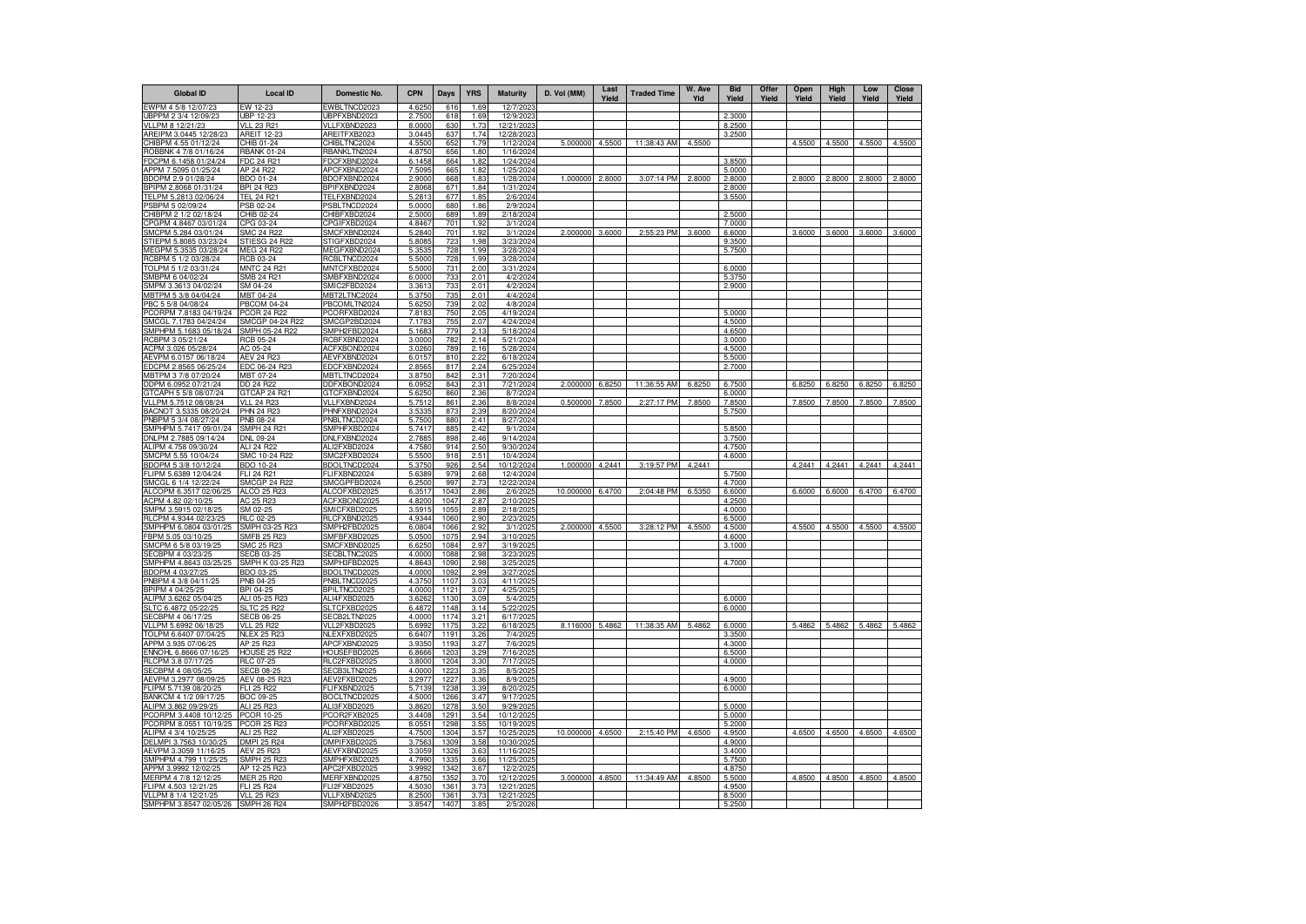| Global ID | Local ID | Domestic No. | CPN | Days | YRS | Maturity | D. Vol (MM) | Last Yield | Traded Time | W. Ave Yld | Bid Yield | Offer Yield | Open Yield | High Yield | Low Yield | Close Yield |
|---|---|---|---|---|---|---|---|---|---|---|---|---|---|---|---|---|
| EWPM 4 5/8 12/07/23 | EW 12-23 | EWBLTNCD2023 | 4.6250 | 616 | 1.69 | 12/7/2023 | | | | | | | | | | |
| UBPPM 2 3/4 12/09/23 | UBP 12-23 | UBPFXBND2023 | 2.7500 | 618 | 1.69 | 12/9/2023 | | | | | 2.3000 | | | | | |
| VLLPM 8 12/21/23 | VLL 23 R21 | VLLFXBND2023 | 8.0000 | 630 | 1.73 | 12/21/2023 | | | | | 8.2500 | | | | | |
| AREIPM 3.0445 12/28/23 | AREIT 12-23 | AREITFXB2023 | 3.0445 | 637 | 1.74 | 12/28/2023 | | | | | 3.2500 | | | | | |
| CHIBPM 4.55 01/12/24 | CHIB 01-24 | CHIBLTNC2024 | 4.5500 | 652 | 1.79 | 1/12/2024 | 5.000000 | 4.5500 | 11:38:43 AM | 4.5500 | | | 4.5500 | 4.5500 | 4.5500 | 4.5500 |
| ROBBNK 4 7/8 01/16/24 | RBANK 01-24 | RBANKLTN2024 | 4.8750 | 656 | 1.80 | 1/16/2024 | | | | | | | | | | |
| FDCPM 6.1458 01/24/24 | FDC 24 R21 | FDCFXBND2024 | 6.1458 | 664 | 1.82 | 1/24/2024 | | | | | 3.8500 | | | | | |
| APPM 7.5095 01/25/24 | AP 24 R22 | APCFXBND2024 | 7.5095 | 665 | 1.82 | 1/25/2024 | | | | | 5.0000 | | | | | |
| BDOPM 2.9 01/28/24 | BDO 01-24 | BDOFXBND2024 | 2.9000 | 668 | 1.83 | 1/28/2024 | 1.000000 | 2.8000 | 3:07:14 PM | 2.8000 | 2.8000 | | 2.8000 | 2.8000 | 2.8000 | 2.8000 |
| BPIPM 2.8068 01/31/24 | BPI 24 R23 | BPIFXBND2024 | 2.8068 | 671 | 1.84 | 1/31/2024 | | | | | 2.8000 | | | | | |
| TELPM 5.2813 02/06/24 | TEL 24 R21 | TELFXBND2024 | 5.2813 | 677 | 1.85 | 2/6/2024 | | | | | 3.5500 | | | | | |
| PSBPM 5 02/09/24 | PSB 02-24 | PSBLTNCD2024 | 5.0000 | 680 | 1.86 | 2/9/2024 | | | | | | | | | | |
| CHIBPM 2 1/2 02/18/24 | CHIB 02-24 | CHIBFXBD2024 | 2.5000 | 689 | 1.89 | 2/18/2024 | | | | | 2.5000 | | | | | |
| CPGPM 4.8467 03/01/24 | CPG 03-24 | CPGIFXBD2024 | 4.8467 | 701 | 1.92 | 3/1/2024 | | | | | 7.0000 | | | | | |
| SMCPM 5.284 03/01/24 | SMC 24 R22 | SMCFXBND2024 | 5.2840 | 701 | 1.92 | 3/1/2024 | 2.000000 | 3.6000 | 2:55:23 PM | 3.6000 | 6.6000 | | 3.6000 | 3.6000 | 3.6000 | 3.6000 |
| STIEPM 5.8085 03/23/24 | STIESG 24 R22 | STIGFXBD2024 | 5.8085 | 723 | 1.98 | 3/23/2024 | | | | | 9.3500 | | | | | |
| MEGPM 5.3535 03/28/24 | MEG 24 R22 | MEGFXBND2024 | 5.3535 | 728 | 1.99 | 3/28/2024 | | | | | 5.7500 | | | | | |
| RCBPM 5 1/2 03/28/24 | RCB 03-24 | RCBLTNCD2024 | 5.5000 | 728 | 1.99 | 3/28/2024 | | | | | | | | | | |
| TOLPM 5 1/2 03/31/24 | MNTC 24 R21 | MNTCFXBD2024 | 5.5000 | 731 | 2.00 | 3/31/2024 | | | | | 6.0000 | | | | | |
| SMBPM 6 04/02/24 | SMB 24 R21 | SMBFXBND2024 | 6.0000 | 733 | 2.01 | 4/2/2024 | | | | | 5.3750 | | | | | |
| SMPM 3.3613 04/02/24 | SM 04-24 | SMIC2FBD2024 | 3.3613 | 733 | 2.01 | 4/2/2024 | | | | | 2.9000 | | | | | |
| MBTPM 5 3/8 04/04/24 | MBT 04-24 | MBT2LTNC2024 | 5.3750 | 735 | 2.01 | 4/4/2024 | | | | | | | | | | |
| PBC 5 5/8 04/08/24 | PBCOM 04-24 | PBCOMLTN2024 | 5.6250 | 739 | 2.02 | 4/8/2024 | | | | | | | | | | |
| PCORPM 7.8183 04/19/24 | PCOR 24 R22 | PCORFXBD2024 | 7.8183 | 750 | 2.05 | 4/19/2024 | | | | | 5.0000 | | | | | |
| SMCGL 7.1783 04/24/24 | SMCGP 04-24 R22 | SMCGP2BD2024 | 7.1783 | 755 | 2.07 | 4/24/2024 | | | | | 4.5000 | | | | | |
| SMPHPM 5.1683 05/18/24 | SMPH 05-24 R22 | SMPH2FBD2024 | 5.1683 | 779 | 2.13 | 5/18/2024 | | | | | 4.6500 | | | | | |
| RCBPM 3 05/21/24 | RCB 05-24 | RCBFXBND2024 | 3.0000 | 782 | 2.14 | 5/21/2024 | | | | | 3.0000 | | | | | |
| ACPM 3.026 05/28/24 | AC 05-24 | ACFXBOND2024 | 3.0260 | 789 | 2.16 | 5/28/2024 | | | | | 4.5000 | | | | | |
| AEVPM 6.0157 06/18/24 | AEV 24 R23 | AEVFXBND2024 | 6.0157 | 810 | 2.22 | 6/18/2024 | | | | | 5.5000 | | | | | |
| EDCPM 2.8565 06/25/24 | EDC 06-24 R23 | EDCFXBND2024 | 2.8565 | 817 | 2.24 | 6/25/2024 | | | | | 2.7000 | | | | | |
| MBTPM 3 7/8 07/20/24 | MBT 07-24 | MBTLTNCD2024 | 3.8750 | 842 | 2.31 | 7/20/2024 | | | | | | | | | | |
| DDPM 6.0952 07/21/24 | DD 24 R22 | DDFXBOND2024 | 6.0952 | 843 | 2.31 | 7/21/2024 | 2.000000 | 6.8250 | 11:36:55 AM | 6.8250 | 6.7500 | | 6.8250 | 6.8250 | 6.8250 | 6.8250 |
| GTCAPH 5 5/8 08/07/24 | GTCAP 24 R21 | GTCFXBND2024 | 5.6250 | 860 | 2.36 | 8/7/2024 | | | | | 6.0000 | | | | | |
| VLLPM 5.7512 08/08/24 | VLL 24 R23 | VLLFXBND2024 | 5.7512 | 861 | 2.36 | 8/8/2024 | 0.500000 | 7.8500 | 2:27:17 PM | 7.8500 | 7.8500 | | 7.8500 | 7.8500 | 7.8500 | 7.8500 |
| BACNOT 3.5335 08/20/24 | PHN 24 R23 | PHNFXBND2024 | 3.5335 | 873 | 2.39 | 8/20/2024 | | | | | 5.7500 | | | | | |
| PNBPM 5 3/4 08/27/24 | PNB 08-24 | PNBLTNCD2024 | 5.7500 | 880 | 2.41 | 8/27/2024 | | | | | | | | | | |
| SMPHPM 5.7417 09/01/24 | SMPH 24 R21 | SMPHFXBD2024 | 5.7417 | 885 | 2.42 | 9/1/2024 | | | | | 5.8500 | | | | | |
| DNLPM 2.7885 09/14/24 | DNL 09-24 | DNLFXBND2024 | 2.7885 | 898 | 2.46 | 9/14/2024 | | | | | 3.7500 | | | | | |
| ALIPM 4.758 09/30/24 | ALI 24 R22 | ALI2FXBD2024 | 4.7580 | 914 | 2.50 | 9/30/2024 | | | | | 4.7500 | | | | | |
| SMCPM 5.55 10/04/24 | SMC 10-24 R22 | SMC2FXBD2024 | 5.5500 | 918 | 2.51 | 10/4/2024 | | | | | 4.6000 | | | | | |
| BDOPM 5 3/8 10/12/24 | BDO 10-24 | BDOLTNCD2024 | 5.3750 | 926 | 2.54 | 10/12/2024 | 1.000000 | 4.2441 | 3:19:57 PM | 4.2441 | | | 4.2441 | 4.2441 | 4.2441 | 4.2441 |
| FLIPM 5.6389 12/04/24 | FLI 24 R21 | FLIFXBND2024 | 5.6389 | 979 | 2.68 | 12/4/2024 | | | | | 5.7500 | | | | | |
| SMCGL 6 1/4 12/22/24 | SMCGP 24 R22 | SMCGPFBD2024 | 6.2500 | 997 | 2.73 | 12/22/2024 | | | | | 4.7000 | | | | | |
| ALCOPM 6.3517 02/06/25 | ALCO 25 R23 | ALCOFXBD2025 | 6.3517 | 1043 | 2.86 | 2/6/2025 | 10.000000 | 6.4700 | 2:04:48 PM | 6.5350 | 6.6000 | | 6.6000 | 6.6000 | 6.4700 | 6.4700 |
| ACPM 4.82 02/10/25 | AC 25 R23 | ACFXBOND2025 | 4.8200 | 1047 | 2.87 | 2/10/2025 | | | | | 4.2500 | | | | | |
| SMPM 3.5915 02/18/25 | SM 02-25 | SMICFXBD2025 | 3.5915 | 1055 | 2.89 | 2/18/2025 | | | | | 4.0000 | | | | | |
| RLCPM 4.9344 02/23/25 | RLC 02-25 | RLCFXBND2025 | 4.9344 | 1060 | 2.90 | 2/23/2025 | | | | | 6.5000 | | | | | |
| SMPHPM 6.0804 03/01/25 | SMPH 03-25 R23 | SMPH2FBD2025 | 6.0804 | 1066 | 2.92 | 3/1/2025 | 2.000000 | 4.5500 | 3:28:12 PM | 4.5500 | 4.5000 | | 4.5500 | 4.5500 | 4.5500 | 4.5500 |
| FBPM 5.05 03/10/25 | SMFB 25 R23 | SMFBFXBD2025 | 5.0500 | 1075 | 2.94 | 3/10/2025 | | | | | 4.6000 | | | | | |
| SMCPM 6 5/8 03/19/25 | SMC 25 R23 | SMCFXBND2025 | 6.6250 | 1084 | 2.97 | 3/19/2025 | | | | | 3.1000 | | | | | |
| SECBPM 4 03/23/25 | SECB 03-25 | SECBLTNC2025 | 4.0000 | 1088 | 2.98 | 3/23/2025 | | | | | | | | | | |
| SMPHPM 4.8643 03/25/25 | SMPH K 03-25 R23 | SMPH3FBD2025 | 4.8643 | 1090 | 2.98 | 3/25/2025 | | | | | 4.7000 | | | | | |
| BDOPM 4 03/27/25 | BDO 03-25 | BDOLTNCD2025 | 4.0000 | 1092 | 2.99 | 3/27/2025 | | | | | | | | | | |
| PNBPM 4 3/8 04/11/25 | PNB 04-25 | PNBLTNCD2025 | 4.3750 | 1107 | 3.03 | 4/11/2025 | | | | | | | | | | |
| BPIPM 4 04/25/25 | BPI 04-25 | BPILTNCD2025 | 4.0000 | 1121 | 3.07 | 4/25/2025 | | | | | | | | | | |
| ALIPM 3.6262 05/04/25 | ALI 05-25 R23 | ALI4FXBD2025 | 3.6262 | 1130 | 3.09 | 5/4/2025 | | | | | 6.0000 | | | | | |
| SLTC 6.4872 05/22/25 | SLTC 25 R22 | SLTCFXBD2025 | 6.4872 | 1148 | 3.14 | 5/22/2025 | | | | | 6.0000 | | | | | |
| SECBPM 4 06/17/25 | SECB 06-25 | SECB2LTN2025 | 4.0000 | 1174 | 3.21 | 6/17/2025 | | | | | | | | | | |
| VLLPM 5.6992 06/18/25 | VLL 25 R22 | VLL2FXBD2025 | 5.6992 | 1175 | 3.22 | 6/18/2025 | 8.116000 | 5.4862 | 11:38:35 AM | 5.4862 | 6.0000 | | 5.4862 | 5.4862 | 5.4862 | 5.4862 |
| TOLPM 6.6407 07/04/25 | NLEX 25 R23 | NLEXFXBD2025 | 6.6407 | 1191 | 3.26 | 7/4/2025 | | | | | 3.3500 | | | | | |
| APPM 3.935 07/06/25 | AP 25 R23 | APCFXBND2025 | 3.9350 | 1193 | 3.27 | 7/6/2025 | | | | | 4.3000 | | | | | |
| ENNOHL 6.8666 07/16/25 | HOUSE 25 R22 | HOUSEFBD2025 | 6.8666 | 1203 | 3.29 | 7/16/2025 | | | | | 6.5000 | | | | | |
| RLCPM 3.8 07/17/25 | RLC 07-25 | RLC2FXBD2025 | 3.8000 | 1204 | 3.30 | 7/17/2025 | | | | | 4.0000 | | | | | |
| SECBPM 4 08/05/25 | SECB 08-25 | SECB3LTN2025 | 4.0000 | 1223 | 3.35 | 8/5/2025 | | | | | | | | | | |
| AEVPM 3.2977 08/09/25 | AEV 08-25 R23 | AEV2FXBD2025 | 3.2977 | 1227 | 3.36 | 8/9/2025 | | | | | 4.9000 | | | | | |
| FLIPM 5.7139 08/20/25 | FLI 25 R22 | FLIFXBND2025 | 5.7139 | 1238 | 3.39 | 8/20/2025 | | | | | 6.0000 | | | | | |
| BANKCM 4 1/2 09/17/25 | BOC 09-25 | BOCLTNCD2025 | 4.5000 | 1266 | 3.47 | 9/17/2025 | | | | | | | | | | |
| ALIPM 3.862 09/29/25 | ALI 25 R23 | ALI3FXBD2025 | 3.8620 | 1278 | 3.50 | 9/29/2025 | | | | | 5.0000 | | | | | |
| PCORPM 3.4408 10/12/25 | PCOR 10-25 | PCOR2FXB2025 | 3.4408 | 1291 | 3.54 | 10/12/2025 | | | | | 5.0000 | | | | | |
| PCORPM 8.0551 10/19/25 | PCOR 25 R23 | PCORFXBD2025 | 8.0551 | 1298 | 3.55 | 10/19/2025 | | | | | 5.2000 | | | | | |
| ALIPM 4 3/4 10/25/25 | ALI 25 R22 | ALI2FXBD2025 | 4.7500 | 1304 | 3.57 | 10/25/2025 | 10.000000 | 4.6500 | 2:15:40 PM | 4.6500 | 4.9500 | | 4.6500 | 4.6500 | 4.6500 | 4.6500 |
| DELMPI 3.7563 10/30/25 | DMPI 25 R24 | DMPIFXBD2025 | 3.7563 | 1309 | 3.58 | 10/30/2025 | | | | | 4.9000 | | | | | |
| AEVPM 3.3059 11/16/25 | AEV 25 R23 | AEVFXBND2025 | 3.3059 | 1326 | 3.63 | 11/16/2025 | | | | | 3.4000 | | | | | |
| SMPHPM 4.799 11/25/25 | SMPH 25 R23 | SMPHFXBD2025 | 4.7990 | 1335 | 3.66 | 11/25/2025 | | | | | 5.7500 | | | | | |
| APPM 3.9992 12/02/25 | AP 12-25 R23 | APC2FXBD2025 | 3.9992 | 1342 | 3.67 | 12/2/2025 | | | | | 4.8750 | | | | | |
| MERPM 4 7/8 12/12/25 | MER 25 R20 | MERFXBND2025 | 4.8750 | 1352 | 3.70 | 12/12/2025 | 3.000000 | 4.8500 | 11:34:49 AM | 4.8500 | 5.5000 | | 4.8500 | 4.8500 | 4.8500 | 4.8500 |
| FLIPM 4.503 12/21/25 | FLI 25 R24 | FLI2FXBD2025 | 4.5030 | 1361 | 3.73 | 12/21/2025 | | | | | 4.9500 | | | | | |
| VLLPM 8 1/4 12/21/25 | VLL 25 R23 | VLLFXBND2025 | 8.2500 | 1361 | 3.73 | 12/21/2025 | | | | | 8.5000 | | | | | |
| SMPHPM 3.8547 02/05/26 | SMPH 26 R24 | SMPH2FBD2026 | 3.8547 | 1407 | 3.85 | 2/5/2026 | | | | | 5.2500 | | | | | |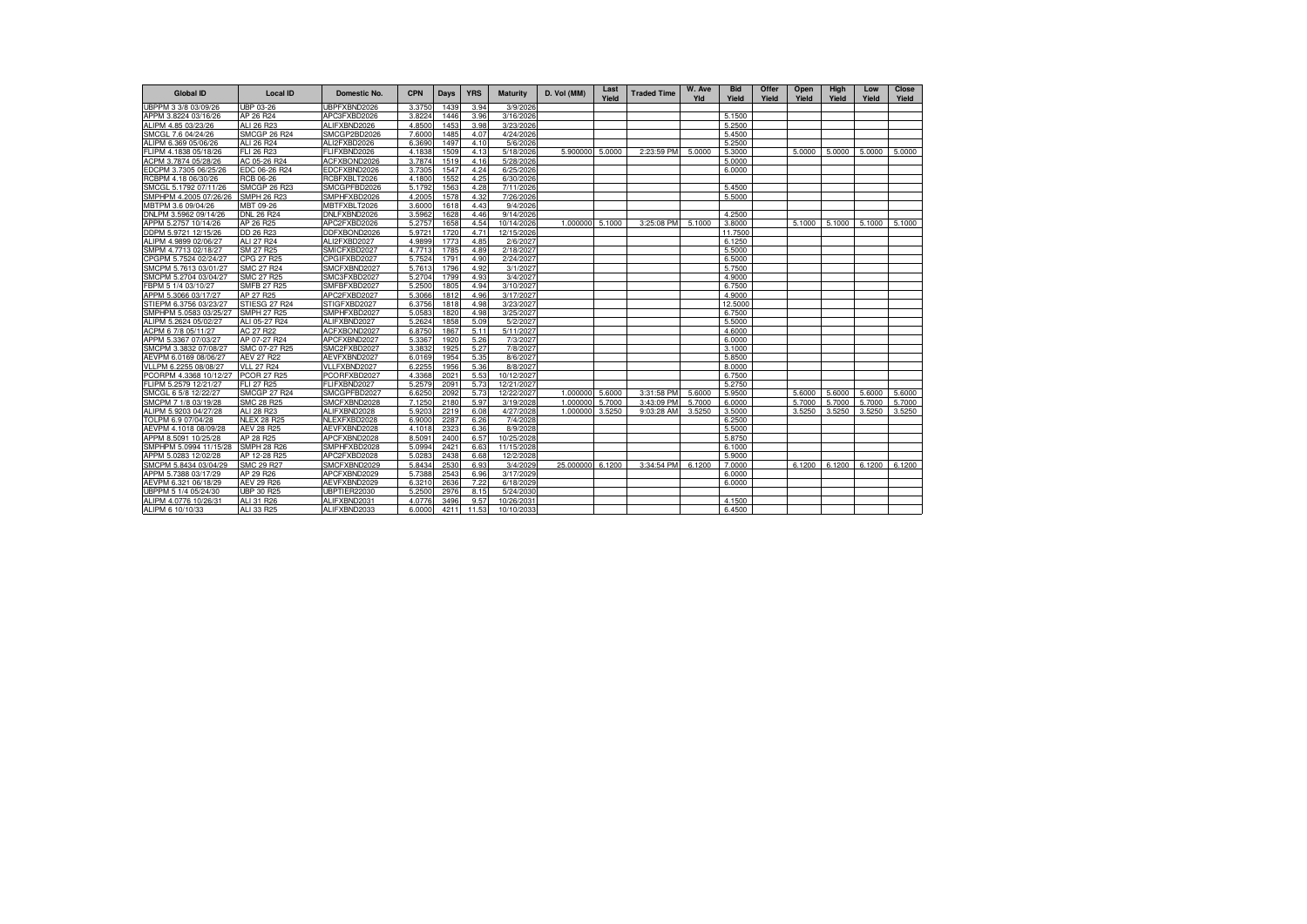| Global ID | Local ID | Domestic No. | CPN | Days | YRS | Maturity | D. Vol (MM) | Last Yield | Traded Time | W. Ave Yld | Bid Yield | Offer Yield | Open Yield | High Yield | Low Yield | Close Yield |
|---|---|---|---|---|---|---|---|---|---|---|---|---|---|---|---|---|
| UBPPM 3 3/8 03/09/26 | UBP 03-26 | UBPFXBND2026 | 3.3750 | 1439 | 3.94 | 3/9/2026 | | | | | | | | | | |
| APPM 3.8224 03/16/26 | AP 26 R24 | APC3FXBD2026 | 3.8224 | 1446 | 3.96 | 3/16/2026 | | | | | 5.1500 | | | | | |
| ALIPM 4.85 03/23/26 | ALI 26 R23 | ALIFXBND2026 | 4.8500 | 1453 | 3.98 | 3/23/2026 | | | | | 5.2500 | | | | | |
| SMCGL 7.6 04/24/26 | SMCGP 26 R24 | SMCGP2BD2026 | 7.6000 | 1485 | 4.07 | 4/24/2026 | | | | | 5.4500 | | | | | |
| ALIPM 6.369 05/06/26 | ALI 26 R24 | ALI2FXBD2026 | 6.3690 | 1497 | 4.10 | 5/6/2026 | | | | | 5.2500 | | | | | |
| FLIPM 4.1838 05/18/26 | FLI 26 R23 | FLIFXBND2026 | 4.1838 | 1509 | 4.13 | 5/18/2026 | 5.900000 | 5.0000 | 2:23:59 PM | 5.0000 | 5.3000 | | 5.0000 | 5.0000 | 5.0000 | 5.0000 |
| ACPM 3.7874 05/28/26 | AC 05-26 R24 | ACFXBOND2026 | 3.7874 | 1519 | 4.16 | 5/28/2026 | | | | | 5.0000 | | | | | |
| EDCPM 3.7305 06/25/26 | EDC 06-26 R24 | EDCFXBND2026 | 3.7305 | 1547 | 4.24 | 6/25/2026 | | | | | 6.0000 | | | | | |
| RCBPM 4.18 06/30/26 | RCB 06-26 | RCBFXBLT2026 | 4.1800 | 1552 | 4.25 | 6/30/2026 | | | | | | | | | | |
| SMCGL 5.1792 07/11/26 | SMCGP 26 R23 | SMCGPFBD2026 | 5.1792 | 1563 | 4.28 | 7/11/2026 | | | | | 5.4500 | | | | | |
| SMPHPM 4.2005 07/26/26 | SMPH 26 R23 | SMPHFXBD2026 | 4.2005 | 1578 | 4.32 | 7/26/2026 | | | | | 5.5000 | | | | | |
| MBTPM 3.6 09/04/26 | MBT 09-26 | MBTFXBLT2026 | 3.6000 | 1618 | 4.43 | 9/4/2026 | | | | | | | | | | |
| DNLPM 3.5962 09/14/26 | DNL 26 R24 | DNLFXBND2026 | 3.5962 | 1628 | 4.46 | 9/14/2026 | | | | | 4.2500 | | | | | |
| APPM 5.2757 10/14/26 | AP 26 R25 | APC2FXBD2026 | 5.2757 | 1658 | 4.54 | 10/14/2026 | 1.000000 | 5.1000 | 3:25:08 PM | 5.1000 | 3.8000 | | 5.1000 | 5.1000 | 5.1000 | 5.1000 |
| DDPM 5.9721 12/15/26 | DD 26 R23 | DDFXBOND2026 | 5.9721 | 1720 | 4.71 | 12/15/2026 | | | | | 11.7500 | | | | | |
| ALIPM 4.9899 02/06/27 | ALI 27 R24 | ALI2FXBD2027 | 4.9899 | 1773 | 4.85 | 2/6/2027 | | | | | 6.1250 | | | | | |
| SMPM 4.7713 02/18/27 | SM 27 R25 | SMICFXBD2027 | 4.7713 | 1785 | 4.89 | 2/18/2027 | | | | | 5.5000 | | | | | |
| CPGPM 5.7524 02/24/27 | CPG 27 R25 | CPGIFXBD2027 | 5.7524 | 1791 | 4.90 | 2/24/2027 | | | | | 6.5000 | | | | | |
| SMCPM 5.7613 03/01/27 | SMC 27 R24 | SMCFXBND2027 | 5.7613 | 1796 | 4.92 | 3/1/2027 | | | | | 5.7500 | | | | | |
| SMCPM 5.2704 03/04/27 | SMC 27 R25 | SMC3FXBD2027 | 5.2704 | 1799 | 4.93 | 3/4/2027 | | | | | 4.9000 | | | | | |
| FBPM 5 1/4 03/10/27 | SMFB 27 R25 | SMFBFXBD2027 | 5.2500 | 1805 | 4.94 | 3/10/2027 | | | | | 6.7500 | | | | | |
| APPM 5.3066 03/17/27 | AP 27 R25 | APC2FXBD2027 | 5.3066 | 1812 | 4.96 | 3/17/2027 | | | | | 4.9000 | | | | | |
| STIEPM 6.3756 03/23/27 | STIESG 27 R24 | STIGFXBD2027 | 6.3756 | 1818 | 4.98 | 3/23/2027 | | | | | 12.5000 | | | | | |
| SMPHPM 5.0583 03/25/27 | SMPH 27 R25 | SMPHFXBD2027 | 5.0583 | 1820 | 4.98 | 3/25/2027 | | | | | 6.7500 | | | | | |
| ALIPM 5.2624 05/02/27 | ALI 05-27 R24 | ALIFXBND2027 | 5.2624 | 1858 | 5.09 | 5/2/2027 | | | | | 5.5000 | | | | | |
| ACPM 6 7/8 05/11/27 | AC 27 R22 | ACFXBOND2027 | 6.8750 | 1867 | 5.11 | 5/11/2027 | | | | | 4.6000 | | | | | |
| APPM 5.3367 07/03/27 | AP 07-27 R24 | APCFXBND2027 | 5.3367 | 1920 | 5.26 | 7/3/2027 | | | | | 6.0000 | | | | | |
| SMCPM 3.3832 07/08/27 | SMC 07-27 R25 | SMC2FXBD2027 | 3.3832 | 1925 | 5.27 | 7/8/2027 | | | | | 3.1000 | | | | | |
| AEVPM 6.0169 08/06/27 | AEV 27 R22 | AEVFXBND2027 | 6.0169 | 1954 | 5.35 | 8/6/2027 | | | | | 5.8500 | | | | | |
| VLLPM 6.2255 08/08/27 | VLL 27 R24 | VLLFXBND2027 | 6.2255 | 1956 | 5.36 | 8/8/2027 | | | | | 8.0000 | | | | | |
| PCORPM 4.3368 10/12/27 | PCOR 27 R25 | PCORFXBD2027 | 4.3368 | 2021 | 5.53 | 10/12/2027 | | | | | 6.7500 | | | | | |
| FLIPM 5.2579 12/21/27 | FLI 27 R25 | FLIFXBND2027 | 5.2579 | 2091 | 5.73 | 12/21/2027 | | | | | 5.2750 | | | | | |
| SMCGL 6 5/8 12/22/27 | SMCGP 27 R24 | SMCGPFBD2027 | 6.6250 | 2092 | 5.73 | 12/22/2027 | 1.000000 | 5.6000 | 3:31:58 PM | 5.6000 | 5.9500 | | 5.6000 | 5.6000 | 5.6000 | 5.6000 |
| SMCPM 7 1/8 03/19/28 | SMC 28 R25 | SMCFXBND2028 | 7.1250 | 2180 | 5.97 | 3/19/2028 | 1.000000 | 5.7000 | 3:43:09 PM | 5.7000 | 6.0000 | | 5.7000 | 5.7000 | 5.7000 | 5.7000 |
| ALIPM 5.9203 04/27/28 | ALI 28 R23 | ALIFXBND2028 | 5.9203 | 2219 | 6.08 | 4/27/2028 | 1.000000 | 3.5250 | 9:03:28 AM | 3.5250 | 3.5000 | | 3.5250 | 3.5250 | 3.5250 | 3.5250 |
| TOLPM 6.9 07/04/28 | NLEX 28 R25 | NLEXFXBD2028 | 6.9000 | 2287 | 6.26 | 7/4/2028 | | | | | 6.2500 | | | | | |
| AEVPM 4.1018 08/09/28 | AEV 28 R25 | AEVFXBND2028 | 4.1018 | 2323 | 6.36 | 8/9/2028 | | | | | 5.5000 | | | | | |
| APPM 8.5091 10/25/28 | AP 28 R25 | APCFXBND2028 | 8.5091 | 2400 | 6.57 | 10/25/2028 | | | | | 5.8750 | | | | | |
| SMPHPM 5.0994 11/15/28 | SMPH 28 R26 | SMPHFXBD2028 | 5.0994 | 2421 | 6.63 | 11/15/2028 | | | | | 6.1000 | | | | | |
| APPM 5.0283 12/02/28 | AP 12-28 R25 | APC2FXBD2028 | 5.0283 | 2438 | 6.68 | 12/2/2028 | | | | | 5.9000 | | | | | |
| SMCPM 5.8434 03/04/29 | SMC 29 R27 | SMCFXBND2029 | 5.8434 | 2530 | 6.93 | 3/4/2029 | 25.000000 | 6.1200 | 3:34:54 PM | 6.1200 | 7.0000 | | 6.1200 | 6.1200 | 6.1200 | 6.1200 |
| APPM 5.7388 03/17/29 | AP 29 R26 | APCFXBND2029 | 5.7388 | 2543 | 6.96 | 3/17/2029 | | | | | 6.0000 | | | | | |
| AEVPM 6.321 06/18/29 | AEV 29 R26 | AEVFXBND2029 | 6.3210 | 2636 | 7.22 | 6/18/2029 | | | | | 6.0000 | | | | | |
| UBPPM 5 1/4 05/24/30 | UBP 30 R25 | UBPTIER22030 | 5.2500 | 2976 | 8.15 | 5/24/2030 | | | | | | | | | | |
| ALIPM 4.0776 10/26/31 | ALI 31 R26 | ALIFXBND2031 | 4.0776 | 3496 | 9.57 | 10/26/2031 | | | | | 4.1500 | | | | | |
| ALIPM 6 10/10/33 | ALI 33 R25 | ALIFXBND2033 | 6.0000 | 4211 | 11.53 | 10/10/2033 | | | | | 6.4500 | | | | | |